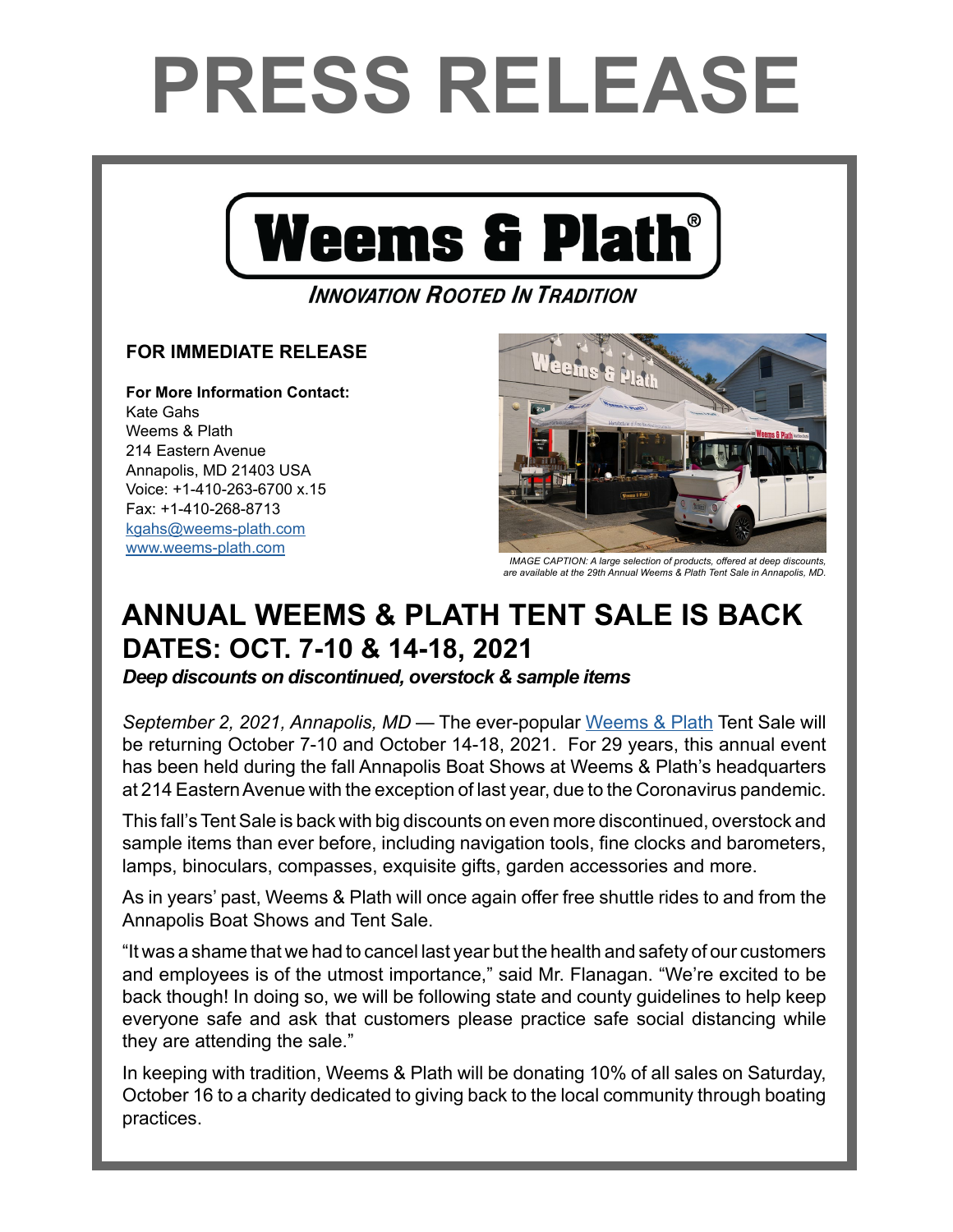# PRESS RELEASE

Weems & Plath®

*INNOVATION ROOTED IN TRADITION*

**FOR IMMEDIATE RELEASE**

**For More Information Contact:**
Kate Gahs
Weems & Plath
214 Eastern Avenue
Annapolis, MD 21403 USA
Voice: +1-410-263-6700 x.15
Fax: +1-410-268-8713
[kgahs@weems-plath.com](mailto:kgahs@weems-plath.com)
[www.weems-plath.com](http://www.weems-plath.com)

*IMAGE CAPTION: A large selection of products, offered at deep discounts, are available at the 29th Annual Weems & Plath Tent Sale in Annapolis, MD.*

## ANNUAL WEEMS & PLATH TENT SALE IS BACK
## DATES: OCT. 7-10 & 14-18, 2021

***Deep discounts on discontinued, overstock & sample items***

*September 2, 2021, Annapolis, MD* — The ever-popular Weems & Plath Tent Sale will be returning October 7-10 and October 14-18, 2021. For 29 years, this annual event has been held during the fall Annapolis Boat Shows at Weems & Plath's headquarters at 214 Eastern Avenue with the exception of last year, due to the Coronavirus pandemic.

This fall's Tent Sale is back with big discounts on even more discontinued, overstock and sample items than ever before, including navigation tools, fine clocks and barometers, lamps, binoculars, compasses, exquisite gifts, garden accessories and more.

As in years' past, Weems & Plath will once again offer free shuttle rides to and from the Annapolis Boat Shows and Tent Sale.

"It was a shame that we had to cancel last year but the health and safety of our customers and employees is of the utmost importance," said Mr. Flanagan. "We're excited to be back though! In doing so, we will be following state and county guidelines to help keep everyone safe and ask that customers please practice safe social distancing while they are attending the sale."

In keeping with tradition, Weems & Plath will be donating 10% of all sales on Saturday, October 16 to a charity dedicated to giving back to the local community through boating practices.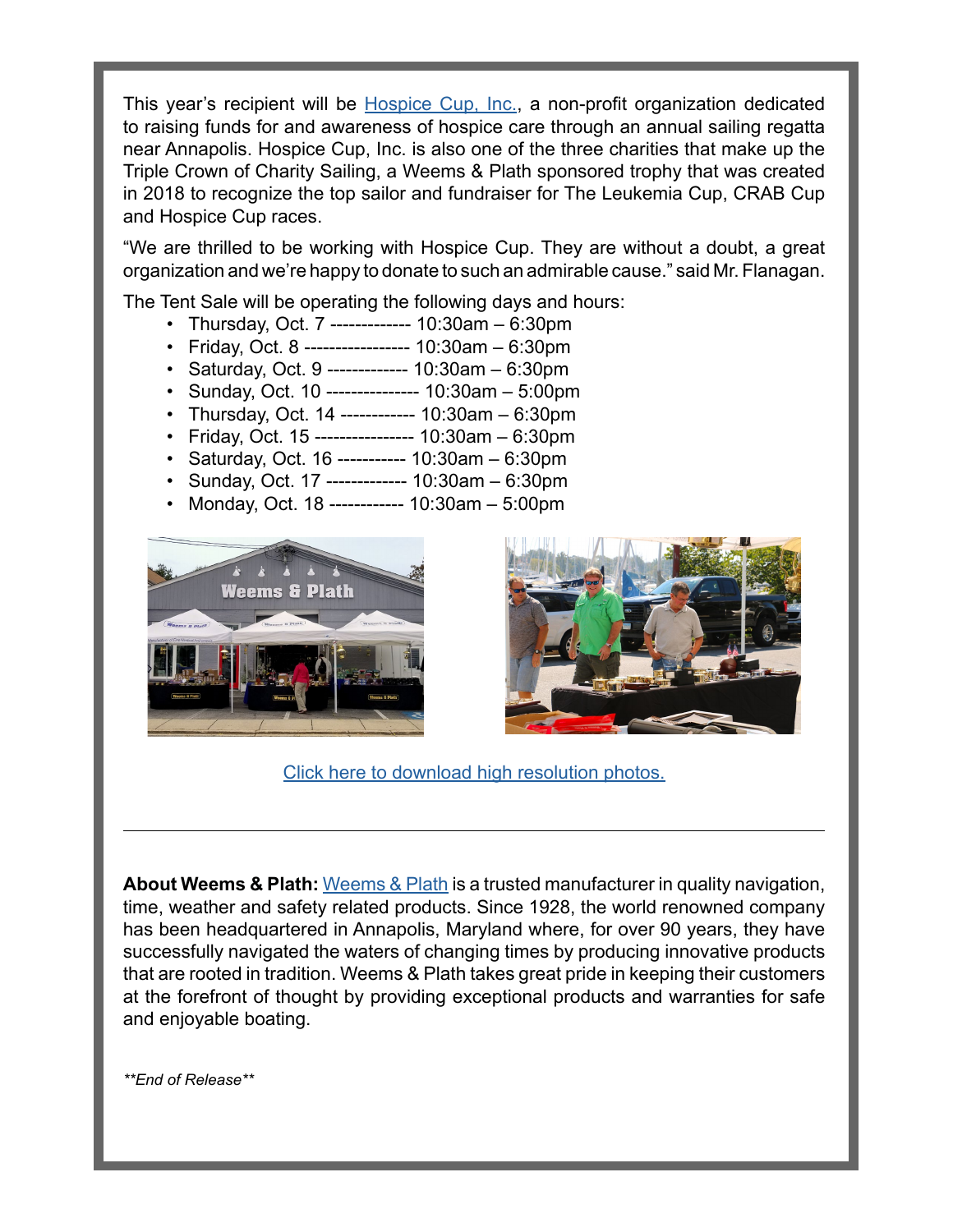This year's recipient will be [Hospice Cup, Inc.](), a non-profit organization dedicated to raising funds for and awareness of hospice care through an annual sailing regatta near Annapolis. Hospice Cup, Inc. is also one of the three charities that make up the Triple Crown of Charity Sailing, a Weems & Plath sponsored trophy that was created in 2018 to recognize the top sailor and fundraiser for The Leukemia Cup, CRAB Cup and Hospice Cup races.

"We are thrilled to be working with Hospice Cup. They are without a doubt, a great organization and we're happy to donate to such an admirable cause." said Mr. Flanagan.

The Tent Sale will be operating the following days and hours:

- Thursday, Oct. 7 ------------- 10:30am – 6:30pm
- Friday, Oct. 8 ----------------- 10:30am – 6:30pm
- Saturday, Oct. 9 ------------- 10:30am – 6:30pm
- Sunday, Oct. 10 --------------- 10:30am – 5:00pm
- Thursday, Oct. 14 ------------ 10:30am – 6:30pm
- Friday, Oct. 15 ---------------- 10:30am – 6:30pm
- Saturday, Oct. 16 ----------- 10:30am – 6:30pm
- Sunday, Oct. 17 ------------- 10:30am – 6:30pm
- Monday, Oct. 18 ------------ 10:30am – 5:00pm

Click here to download high resolution photos.

---

**About Weems & Plath:** Weems & Plath is a trusted manufacturer in quality navigation, time, weather and safety related products. Since 1928, the world renowned company has been headquartered in Annapolis, Maryland where, for over 90 years, they have successfully navigated the waters of changing times by producing innovative products that are rooted in tradition. Weems & Plath takes great pride in keeping their customers at the forefront of thought by providing exceptional products and warranties for safe and enjoyable boating.

*\*\*End of Release\*\**